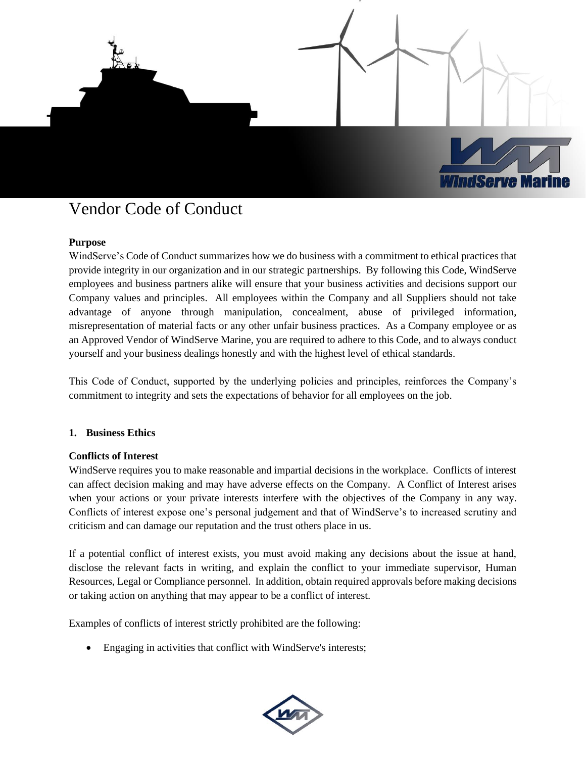# Vendor Code of Conduct

**Purpose**

WindServe's Code of Conduct summarizes how we do business with a commitment to ethical practices that provide integrity in our organization and in our strategic partnerships. By following this Code, WindServe employees and business partners alike will ensure that your business activities and decisions support our Company values and principles. All employees within the Company and all Suppliers should not take advantage of anyone through manipulation, concealment, abuse of privileged information, misrepresentation of material facts or any other unfair business practices. As a Company employee or as an Approved Vendor of WindServe Marine, you are required to adhere to this Code, and to always conduct yourself and your business dealings honestly and with the highest level of ethical standards.

This Code of Conduct, supported by the underlying policies and principles, reinforces the Company's commitment to integrity and sets the expectations of behavior for all employees on the job.

## 1. Business Ethics

**Conflicts of Interest**

WindServe requires you to make reasonable and impartial decisions in the workplace. Conflicts of interest can affect decision making and may have adverse effects on the Company. A Conflict of Interest arises when your actions or your private interests interfere with the objectives of the Company in any way. Conflicts of interest expose one's personal judgement and that of WindServe's to increased scrutiny and criticism and can damage our reputation and the trust others place in us.

If a potential conflict of interest exists, you must avoid making any decisions about the issue at hand, disclose the relevant facts in writing, and explain the conflict to your immediate supervisor, Human Resources, Legal or Compliance personnel. In addition, obtain required approvals before making decisions or taking action on anything that may appear to be a conflict of interest.

Examples of conflicts of interest strictly prohibited are the following:

- Engaging in activities that conflict with WindServe's interests;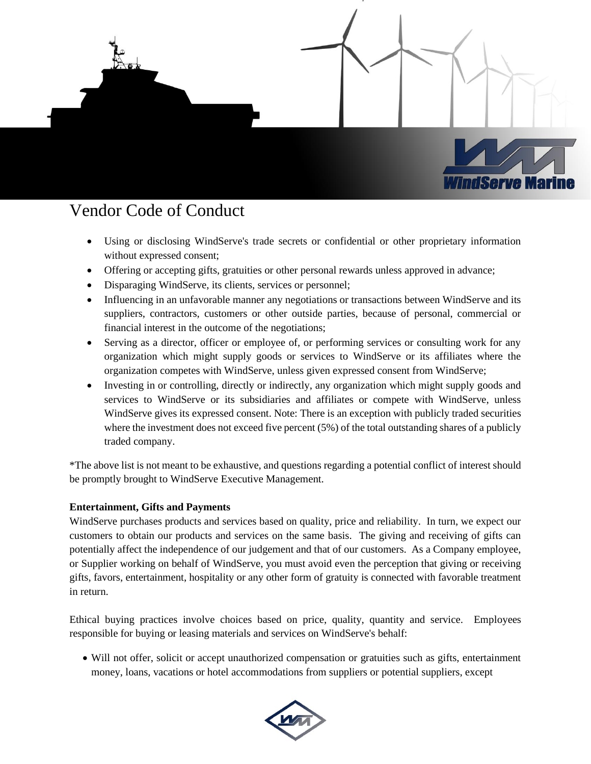# Vendor Code of Conduct

- Using or disclosing WindServe's trade secrets or confidential or other proprietary information without expressed consent;
- Offering or accepting gifts, gratuities or other personal rewards unless approved in advance;
- Disparaging WindServe, its clients, services or personnel;
- Influencing in an unfavorable manner any negotiations or transactions between WindServe and its suppliers, contractors, customers or other outside parties, because of personal, commercial or financial interest in the outcome of the negotiations;
- Serving as a director, officer or employee of, or performing services or consulting work for any organization which might supply goods or services to WindServe or its affiliates where the organization competes with WindServe, unless given expressed consent from WindServe;
- Investing in or controlling, directly or indirectly, any organization which might supply goods and services to WindServe or its subsidiaries and affiliates or compete with WindServe, unless WindServe gives its expressed consent. Note: There is an exception with publicly traded securities where the investment does not exceed five percent (5%) of the total outstanding shares of a publicly traded company.

*The above list is not meant to be exhaustive, and questions regarding a potential conflict of interest should be promptly brought to WindServe Executive Management.

**Entertainment, Gifts and Payments**

WindServe purchases products and services based on quality, price and reliability. In turn, we expect our customers to obtain our products and services on the same basis. The giving and receiving of gifts can potentially affect the independence of our judgement and that of our customers. As a Company employee, or Supplier working on behalf of WindServe, you must avoid even the perception that giving or receiving gifts, favors, entertainment, hospitality or any other form of gratuity is connected with favorable treatment in return.

Ethical buying practices involve choices based on price, quality, quantity and service. Employees responsible for buying or leasing materials and services on WindServe's behalf:

- Will not offer, solicit or accept unauthorized compensation or gratuities such as gifts, entertainment money, loans, vacations or hotel accommodations from suppliers or potential suppliers, except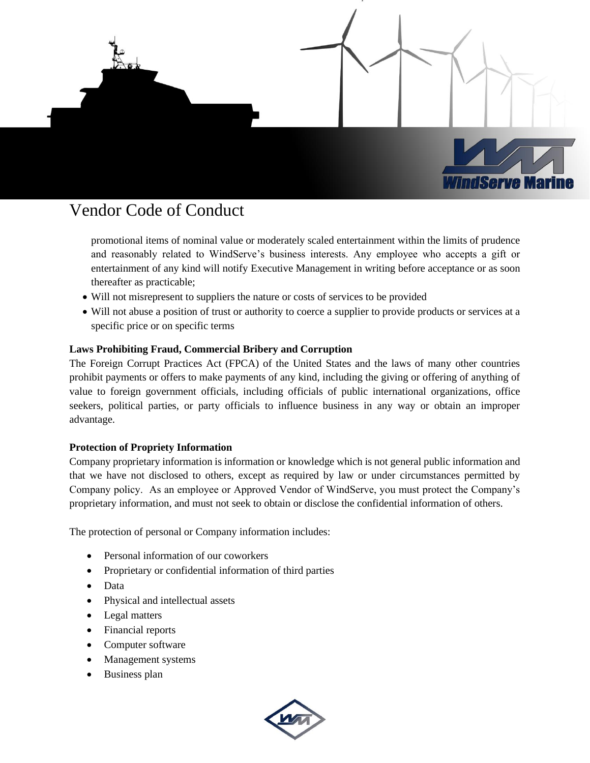promotional items of nominal value or moderately scaled entertainment within the limits of prudence and reasonably related to WindServe's business interests. Any employee who accepts a gift or entertainment of any kind will notify Executive Management in writing before acceptance or as soon thereafter as practicable;

- Will not misrepresent to suppliers the nature or costs of services to be provided
- Will not abuse a position of trust or authority to coerce a supplier to provide products or services at a specific price or on specific terms

**Laws Prohibiting Fraud, Commercial Bribery and Corruption**

The Foreign Corrupt Practices Act (FPCA) of the United States and the laws of many other countries prohibit payments or offers to make payments of any kind, including the giving or offering of anything of value to foreign government officials, including officials of public international organizations, office seekers, political parties, or party officials to influence business in any way or obtain an improper advantage.

**Protection of Propriety Information**

Company proprietary information is information or knowledge which is not general public information and that we have not disclosed to others, except as required by law or under circumstances permitted by Company policy. As an employee or Approved Vendor of WindServe, you must protect the Company's proprietary information, and must not seek to obtain or disclose the confidential information of others.

The protection of personal or Company information includes:

- Personal information of our coworkers
- Proprietary or confidential information of third parties
- Data
- Physical and intellectual assets
- Legal matters
- Financial reports
- Computer software
- Management systems
- Business plan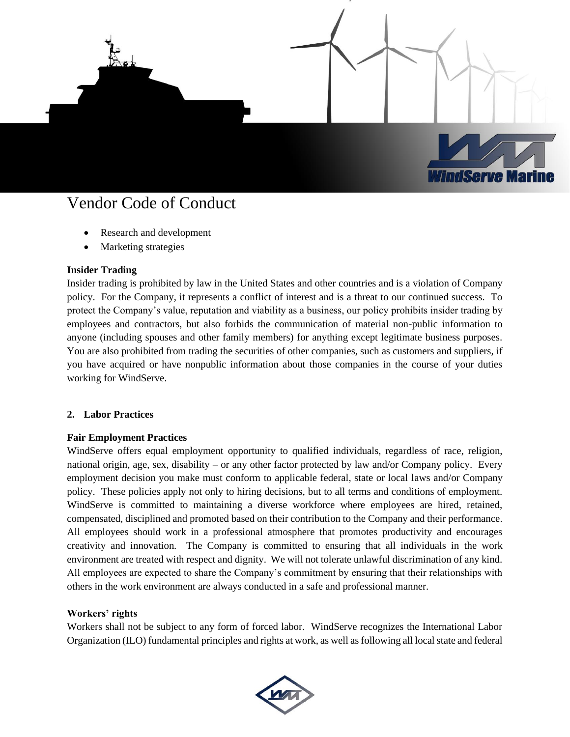- Research and development
- Marketing strategies

**Insider Trading**

Insider trading is prohibited by law in the United States and other countries and is a violation of Company policy. For the Company, it represents a conflict of interest and is a threat to our continued success. To protect the Company's value, reputation and viability as a business, our policy prohibits insider trading by employees and contractors, but also forbids the communication of material non-public information to anyone (including spouses and other family members) for anything except legitimate business purposes. You are also prohibited from trading the securities of other companies, such as customers and suppliers, if you have acquired or have nonpublic information about those companies in the course of your duties working for WindServe.

**2. Labor Practices**

**Fair Employment Practices**

WindServe offers equal employment opportunity to qualified individuals, regardless of race, religion, national origin, age, sex, disability – or any other factor protected by law and/or Company policy. Every employment decision you make must conform to applicable federal, state or local laws and/or Company policy. These policies apply not only to hiring decisions, but to all terms and conditions of employment. WindServe is committed to maintaining a diverse workforce where employees are hired, retained, compensated, disciplined and promoted based on their contribution to the Company and their performance. All employees should work in a professional atmosphere that promotes productivity and encourages creativity and innovation. The Company is committed to ensuring that all individuals in the work environment are treated with respect and dignity. We will not tolerate unlawful discrimination of any kind. All employees are expected to share the Company's commitment by ensuring that their relationships with others in the work environment are always conducted in a safe and professional manner.

**Workers' rights**

Workers shall not be subject to any form of forced labor. WindServe recognizes the International Labor Organization (ILO) fundamental principles and rights at work, as well as following all local state and federal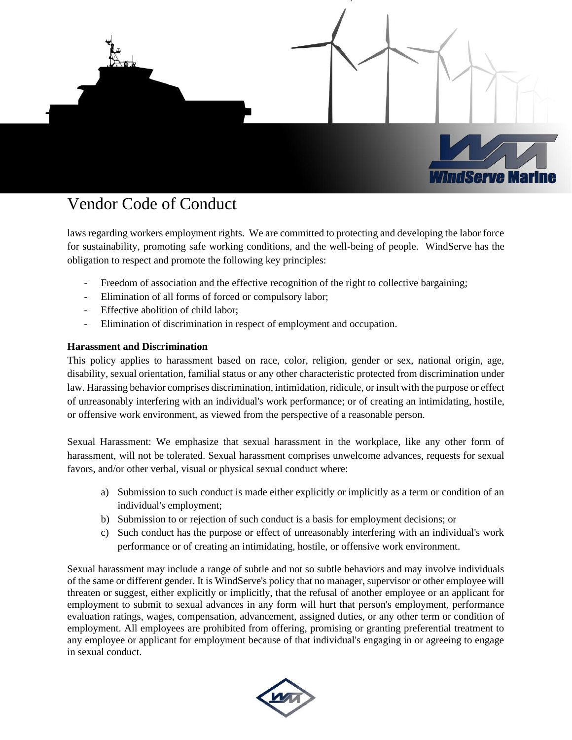laws regarding workers employment rights. We are committed to protecting and developing the labor force for sustainability, promoting safe working conditions, and the well-being of people. WindServe has the obligation to respect and promote the following key principles:

- Freedom of association and the effective recognition of the right to collective bargaining;
- Elimination of all forms of forced or compulsory labor;
- Effective abolition of child labor;
- Elimination of discrimination in respect of employment and occupation.

**Harassment and Discrimination**

This policy applies to harassment based on race, color, religion, gender or sex, national origin, age, disability, sexual orientation, familial status or any other characteristic protected from discrimination under law. Harassing behavior comprises discrimination, intimidation, ridicule, or insult with the purpose or effect of unreasonably interfering with an individual's work performance; or of creating an intimidating, hostile, or offensive work environment, as viewed from the perspective of a reasonable person.

Sexual Harassment: We emphasize that sexual harassment in the workplace, like any other form of harassment, will not be tolerated. Sexual harassment comprises unwelcome advances, requests for sexual favors, and/or other verbal, visual or physical sexual conduct where:

a) Submission to such conduct is made either explicitly or implicitly as a term or condition of an individual's employment;
b) Submission to or rejection of such conduct is a basis for employment decisions; or
c) Such conduct has the purpose or effect of unreasonably interfering with an individual's work performance or of creating an intimidating, hostile, or offensive work environment.

Sexual harassment may include a range of subtle and not so subtle behaviors and may involve individuals of the same or different gender. It is WindServe's policy that no manager, supervisor or other employee will threaten or suggest, either explicitly or implicitly, that the refusal of another employee or an applicant for employment to submit to sexual advances in any form will hurt that person's employment, performance evaluation ratings, wages, compensation, advancement, assigned duties, or any other term or condition of employment. All employees are prohibited from offering, promising or granting preferential treatment to any employee or applicant for employment because of that individual's engaging in or agreeing to engage in sexual conduct.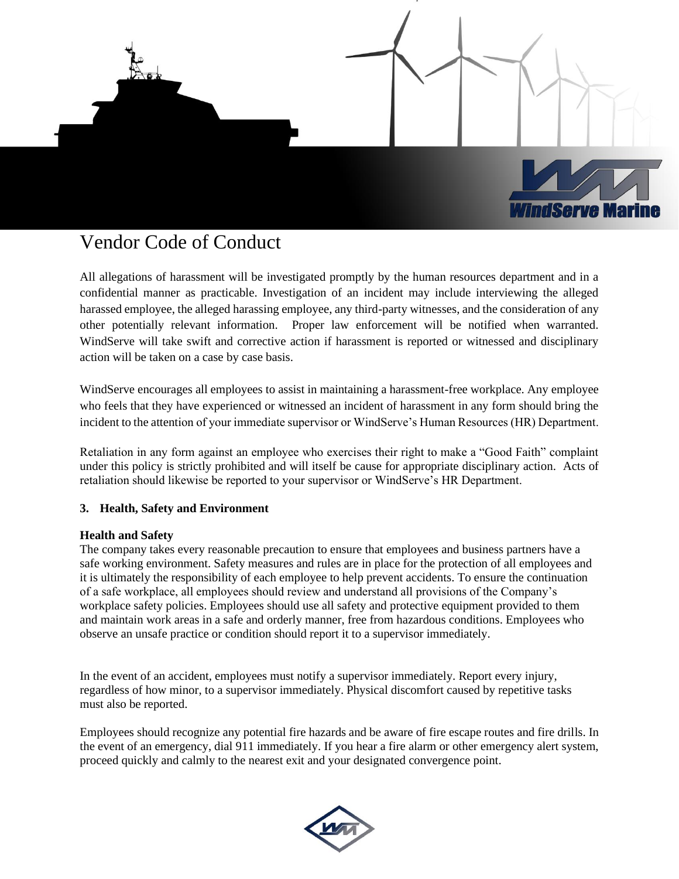# Vendor Code of Conduct

All allegations of harassment will be investigated promptly by the human resources department and in a confidential manner as practicable. Investigation of an incident may include interviewing the alleged harassed employee, the alleged harassing employee, any third-party witnesses, and the consideration of any other potentially relevant information. Proper law enforcement will be notified when warranted. WindServe will take swift and corrective action if harassment is reported or witnessed and disciplinary action will be taken on a case by case basis.

WindServe encourages all employees to assist in maintaining a harassment-free workplace. Any employee who feels that they have experienced or witnessed an incident of harassment in any form should bring the incident to the attention of your immediate supervisor or WindServe's Human Resources (HR) Department.

Retaliation in any form against an employee who exercises their right to make a "Good Faith" complaint under this policy is strictly prohibited and will itself be cause for appropriate disciplinary action. Acts of retaliation should likewise be reported to your supervisor or WindServe's HR Department.

**3. Health, Safety and Environment**

**Health and Safety**

The company takes every reasonable precaution to ensure that employees and business partners have a safe working environment. Safety measures and rules are in place for the protection of all employees and it is ultimately the responsibility of each employee to help prevent accidents. To ensure the continuation of a safe workplace, all employees should review and understand all provisions of the Company's workplace safety policies. Employees should use all safety and protective equipment provided to them and maintain work areas in a safe and orderly manner, free from hazardous conditions. Employees who observe an unsafe practice or condition should report it to a supervisor immediately.

In the event of an accident, employees must notify a supervisor immediately. Report every injury, regardless of how minor, to a supervisor immediately. Physical discomfort caused by repetitive tasks must also be reported.

Employees should recognize any potential fire hazards and be aware of fire escape routes and fire drills. In the event of an emergency, dial 911 immediately. If you hear a fire alarm or other emergency alert system, proceed quickly and calmly to the nearest exit and your designated convergence point.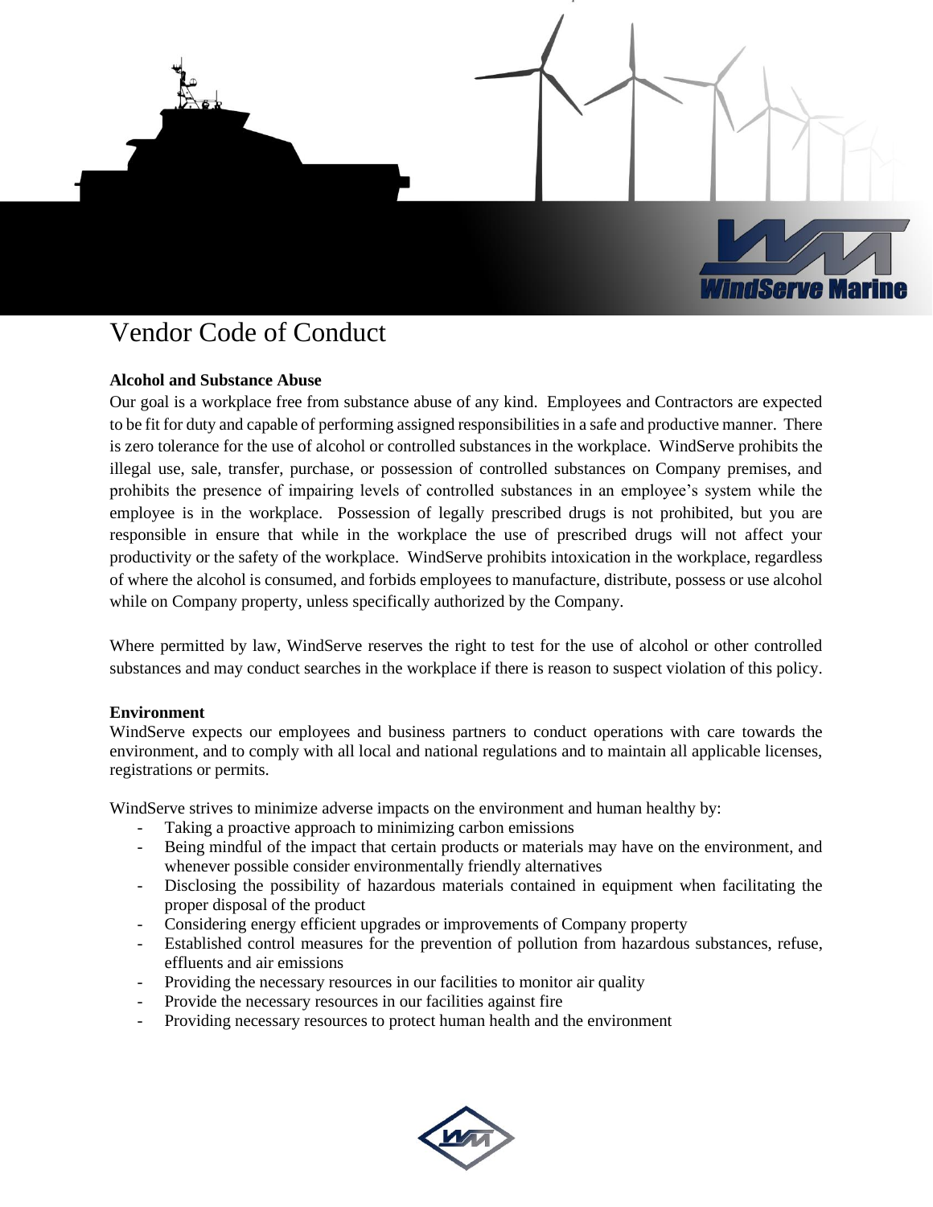# Vendor Code of Conduct

**Alcohol and Substance Abuse**

Our goal is a workplace free from substance abuse of any kind. Employees and Contractors are expected to be fit for duty and capable of performing assigned responsibilities in a safe and productive manner. There is zero tolerance for the use of alcohol or controlled substances in the workplace. WindServe prohibits the illegal use, sale, transfer, purchase, or possession of controlled substances on Company premises, and prohibits the presence of impairing levels of controlled substances in an employee's system while the employee is in the workplace. Possession of legally prescribed drugs is not prohibited, but you are responsible in ensure that while in the workplace the use of prescribed drugs will not affect your productivity or the safety of the workplace. WindServe prohibits intoxication in the workplace, regardless of where the alcohol is consumed, and forbids employees to manufacture, distribute, possess or use alcohol while on Company property, unless specifically authorized by the Company.

Where permitted by law, WindServe reserves the right to test for the use of alcohol or other controlled substances and may conduct searches in the workplace if there is reason to suspect violation of this policy.

**Environment**

WindServe expects our employees and business partners to conduct operations with care towards the environment, and to comply with all local and national regulations and to maintain all applicable licenses, registrations or permits.

WindServe strives to minimize adverse impacts on the environment and human healthy by:

- Taking a proactive approach to minimizing carbon emissions
- Being mindful of the impact that certain products or materials may have on the environment, and whenever possible consider environmentally friendly alternatives
- Disclosing the possibility of hazardous materials contained in equipment when facilitating the proper disposal of the product
- Considering energy efficient upgrades or improvements of Company property
- Established control measures for the prevention of pollution from hazardous substances, refuse, effluents and air emissions
- Providing the necessary resources in our facilities to monitor air quality
- Provide the necessary resources in our facilities against fire
- Providing necessary resources to protect human health and the environment